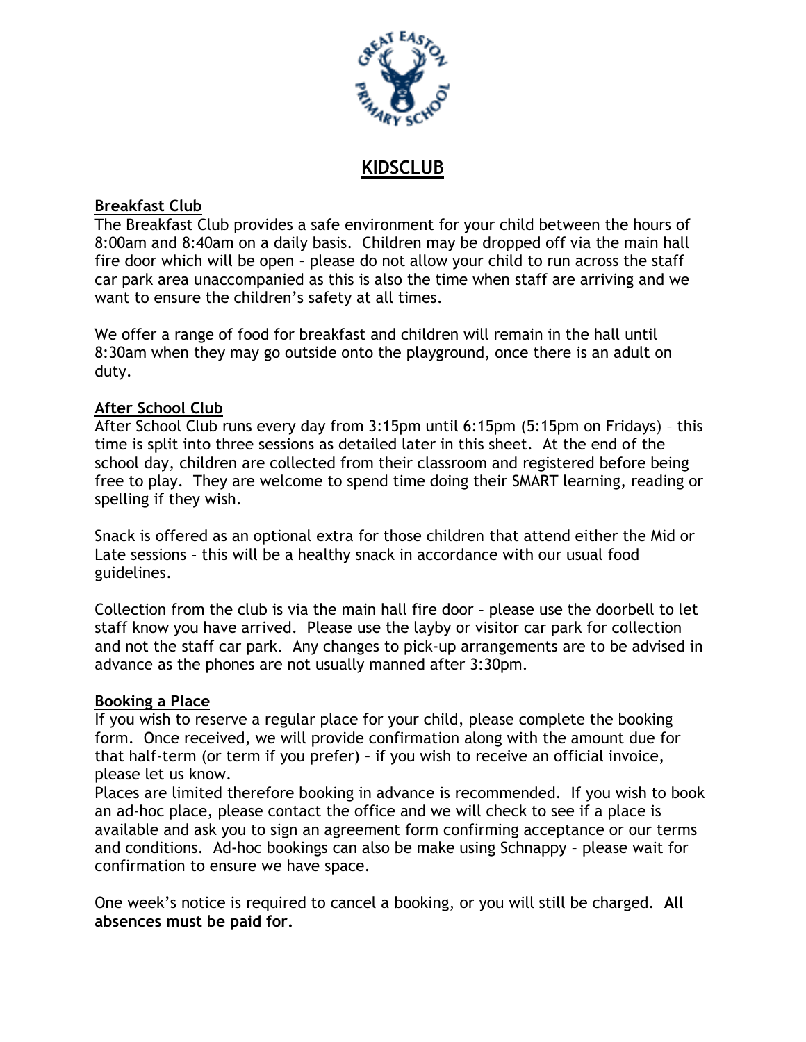# KIDSCLUB

## Breakfast Club

The Breakfast Club provides a safe environment for your child between the hours of 8:00am and 8:40am on a daily basis. Children may be dropped off via the main hall fire door which will be open – please do not allow your child to run across the staff car park area unaccompanied as this is also the time when staff are arriving and we want to ensure the children's safety at all times.

We offer a range of food for breakfast and children will remain in the hall until 8:30am when they may go outside onto the playground, once there is an adult on duty.

## After School Club

After School Club runs every day from 3:15pm until 6:15pm (5:15pm on Fridays) – this time is split into three sessions as detailed later in this sheet. At the end of the school day, children are collected from their classroom and registered before being free to play. They are welcome to spend time doing their SMART learning, reading or spelling if they wish.

Snack is offered as an optional extra for those children that attend either the Mid or Late sessions – this will be a healthy snack in accordance with our usual food guidelines.

Collection from the club is via the main hall fire door – please use the doorbell to let staff know you have arrived. Please use the layby or visitor car park for collection and not the staff car park. Any changes to pick-up arrangements are to be advised in advance as the phones are not usually manned after 3:30pm.

## Booking a Place

If you wish to reserve a regular place for your child, please complete the booking form. Once received, we will provide confirmation along with the amount due for that half-term (or term if you prefer) – if you wish to receive an official invoice, please let us know.

Places are limited therefore booking in advance is recommended. If you wish to book an ad-hoc place, please contact the office and we will check to see if a place is available and ask you to sign an agreement form confirming acceptance or our terms and conditions. Ad-hoc bookings can also be make using Schnappy – please wait for confirmation to ensure we have space.

One week's notice is required to cancel a booking, or you will still be charged. **All absences must be paid for.**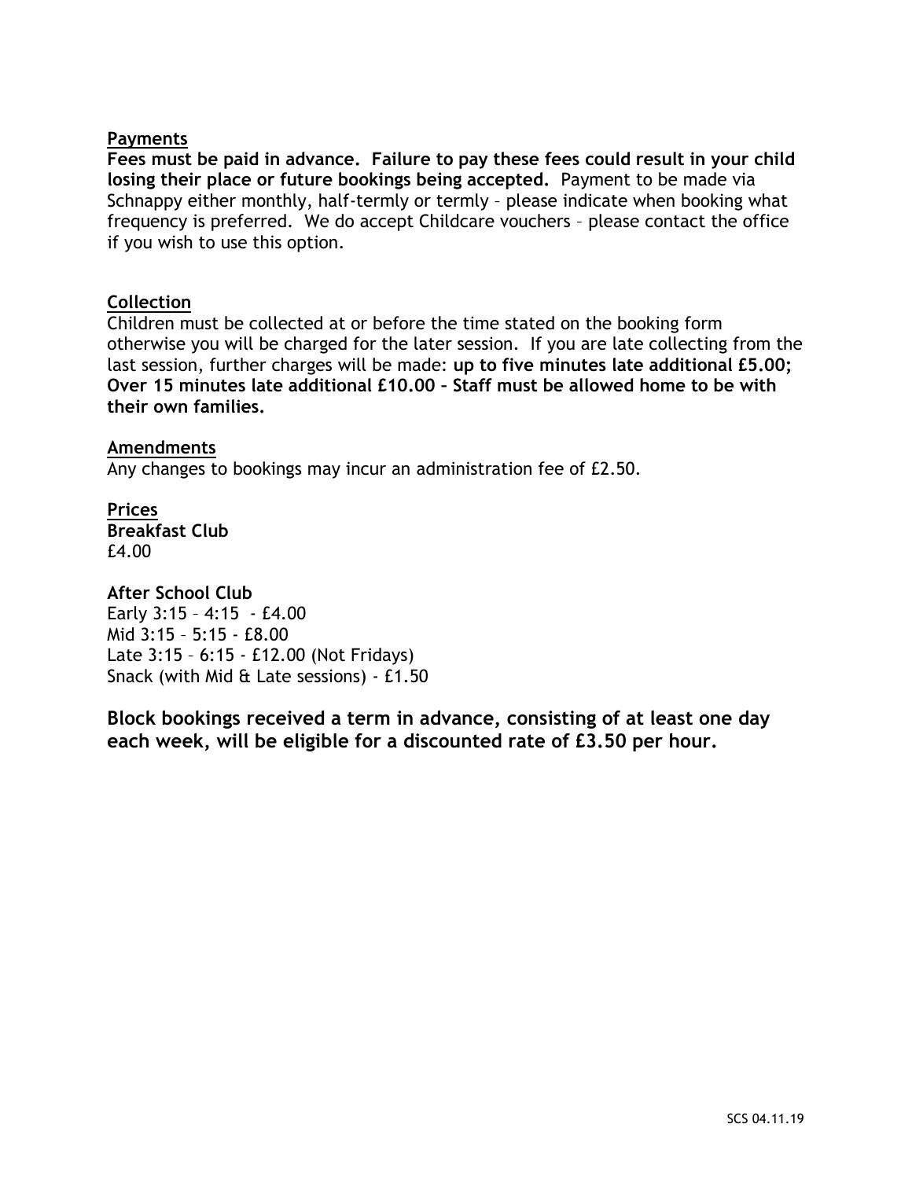**Payments**

**Fees must be paid in advance. Failure to pay these fees could result in your child losing their place or future bookings being accepted.** Payment to be made via Schnappy either monthly, half-termly or termly – please indicate when booking what frequency is preferred. We do accept Childcare vouchers – please contact the office if you wish to use this option.

**Collection**

Children must be collected at or before the time stated on the booking form otherwise you will be charged for the later session. If you are late collecting from the last session, further charges will be made: **up to five minutes late additional £5.00; Over 15 minutes late additional £10.00 – Staff must be allowed home to be with their own families.**

**Amendments**

Any changes to bookings may incur an administration fee of £2.50.

**Prices**

**Breakfast Club**
£4.00

**After School Club**
Early 3:15 – 4:15 - £4.00
Mid 3:15 – 5:15 - £8.00
Late 3:15 – 6:15 - £12.00 (Not Fridays)
Snack (with Mid & Late sessions) - £1.50

**Block bookings received a term in advance, consisting of at least one day each week, will be eligible for a discounted rate of £3.50 per hour.**

SCS 04.11.19